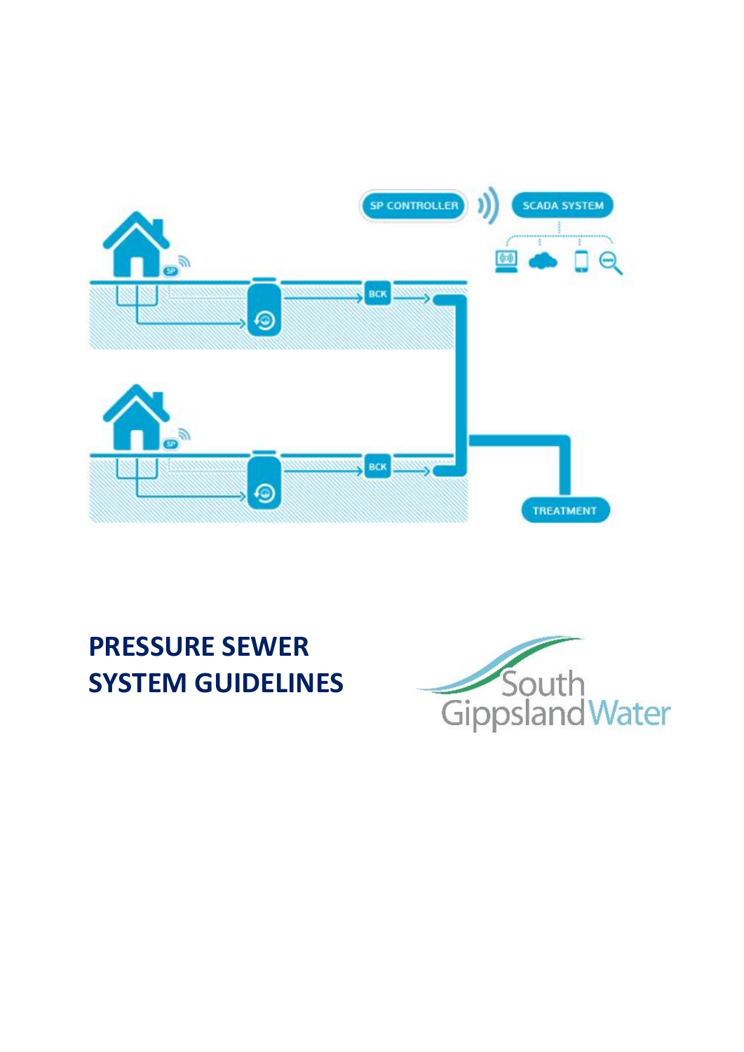# PRESSURE SEWER SYSTEM GUIDELINES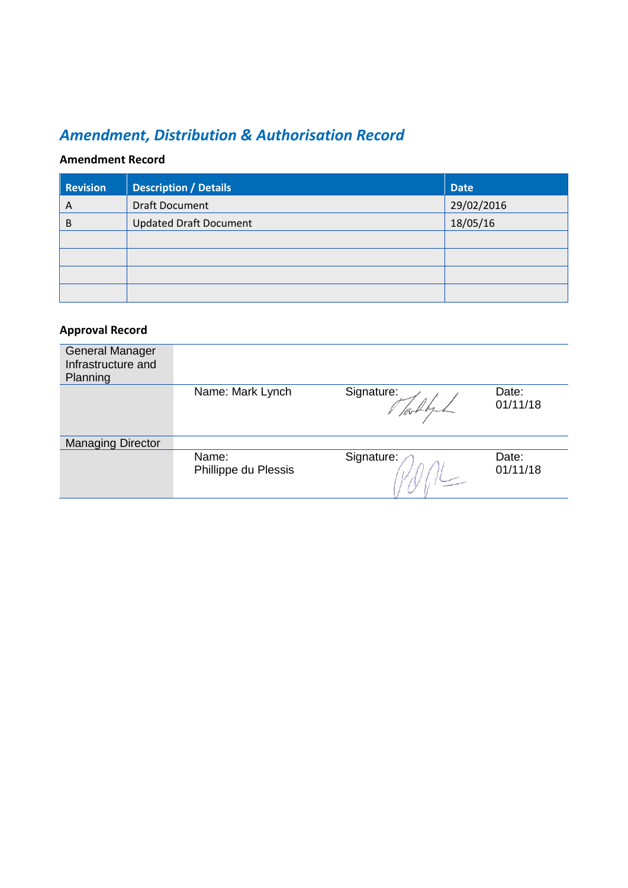## *Amendment, Distribution & Authorisation Record*

### Amendment Record

| Revision | Description / Details | Date |
|---|---|---|
| A | Draft Document | 29/02/2016 |
| B | Updated Draft Document | 18/05/16 |
| | | |
| | | |
| | | |
| | | |

### Approval Record

| General Manager Infrastructure and Planning | | | |
|---|---|---|---|
| | Name: Mark Lynch | Signature: | Date: 01/11/18 |
| **Managing Director** | | | |
| | Name: Phillippe du Plessis | Signature: | Date: 01/11/18 |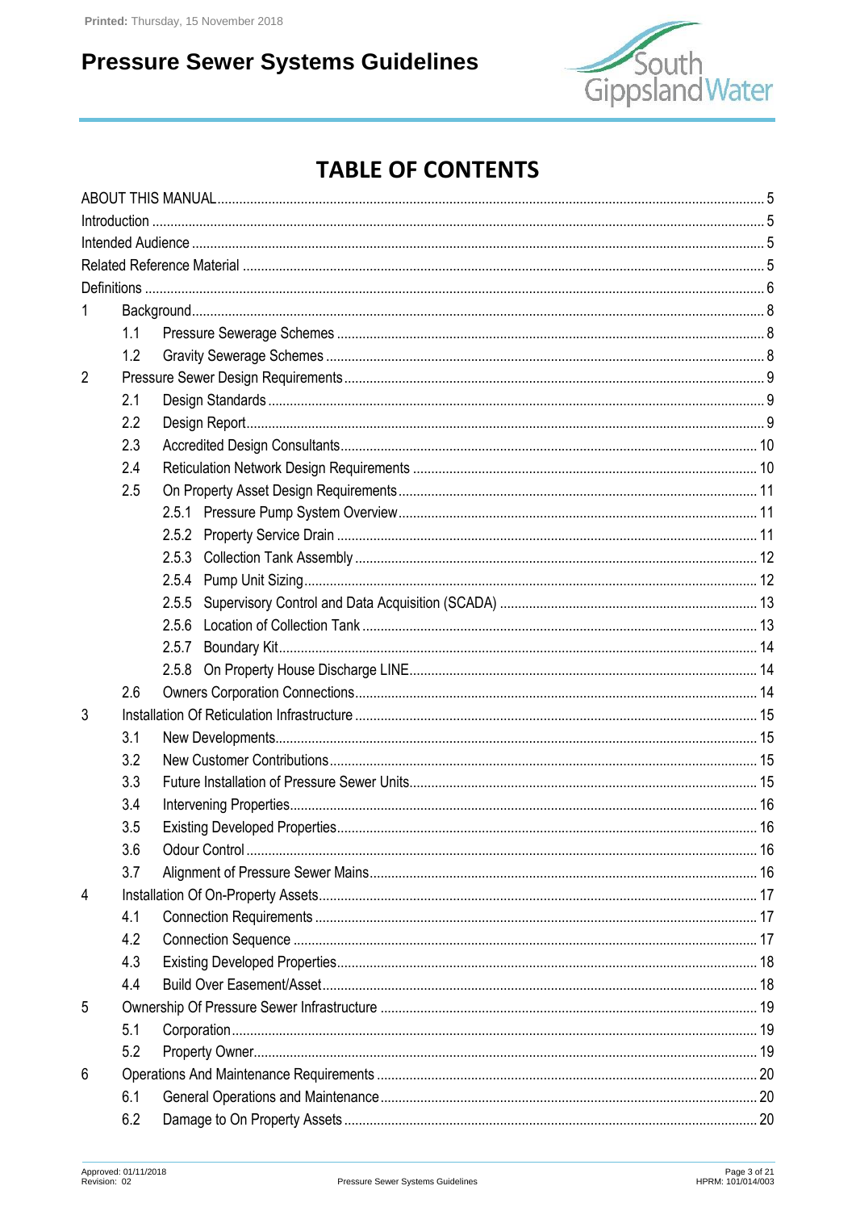# TABLE OF CONTENTS

ABOUT THIS MANUAL ..... 5
Introduction ..... 5
Intended Audience ..... 5
Related Reference Material ..... 5
Definitions ..... 6

1 Background ..... 8
- 1.1 Pressure Sewerage Schemes ..... 8
- 1.2 Gravity Sewerage Schemes ..... 8

2 Pressure Sewer Design Requirements ..... 9
- 2.1 Design Standards ..... 9
- 2.2 Design Report ..... 9
- 2.3 Accredited Design Consultants ..... 10
- 2.4 Reticulation Network Design Requirements ..... 10
- 2.5 On Property Asset Design Requirements ..... 11
  - 2.5.1 Pressure Pump System Overview ..... 11
  - 2.5.2 Property Service Drain ..... 11
  - 2.5.3 Collection Tank Assembly ..... 12
  - 2.5.4 Pump Unit Sizing ..... 12
  - 2.5.5 Supervisory Control and Data Acquisition (SCADA) ..... 13
  - 2.5.6 Location of Collection Tank ..... 13
  - 2.5.7 Boundary Kit ..... 14
  - 2.5.8 On Property House Discharge LINE ..... 14
- 2.6 Owners Corporation Connections ..... 14

3 Installation Of Reticulation Infrastructure ..... 15
- 3.1 New Developments ..... 15
- 3.2 New Customer Contributions ..... 15
- 3.3 Future Installation of Pressure Sewer Units ..... 15
- 3.4 Intervening Properties ..... 16
- 3.5 Existing Developed Properties ..... 16
- 3.6 Odour Control ..... 16
- 3.7 Alignment of Pressure Sewer Mains ..... 16

4 Installation Of On-Property Assets ..... 17
- 4.1 Connection Requirements ..... 17
- 4.2 Connection Sequence ..... 17
- 4.3 Existing Developed Properties ..... 18
- 4.4 Build Over Easement/Asset ..... 18

5 Ownership Of Pressure Sewer Infrastructure ..... 19
- 5.1 Corporation ..... 19
- 5.2 Property Owner ..... 19

6 Operations And Maintenance Requirements ..... 20
- 6.1 General Operations and Maintenance ..... 20
- 6.2 Damage to On Property Assets ..... 20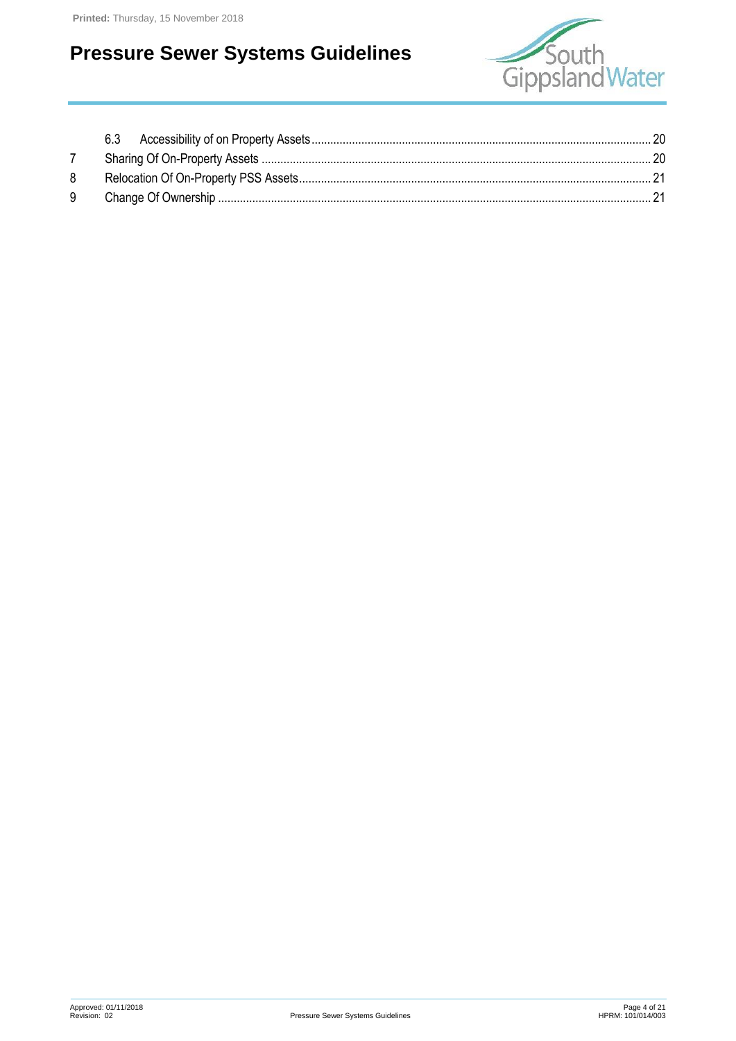6.3 Accessibility of on Property Assets ........................................................................................................ 20

7 Sharing Of On-Property Assets ........................................................................................................ 20

8 Relocation Of On-Property PSS Assets ........................................................................................................ 21

9 Change Of Ownership ........................................................................................................ 21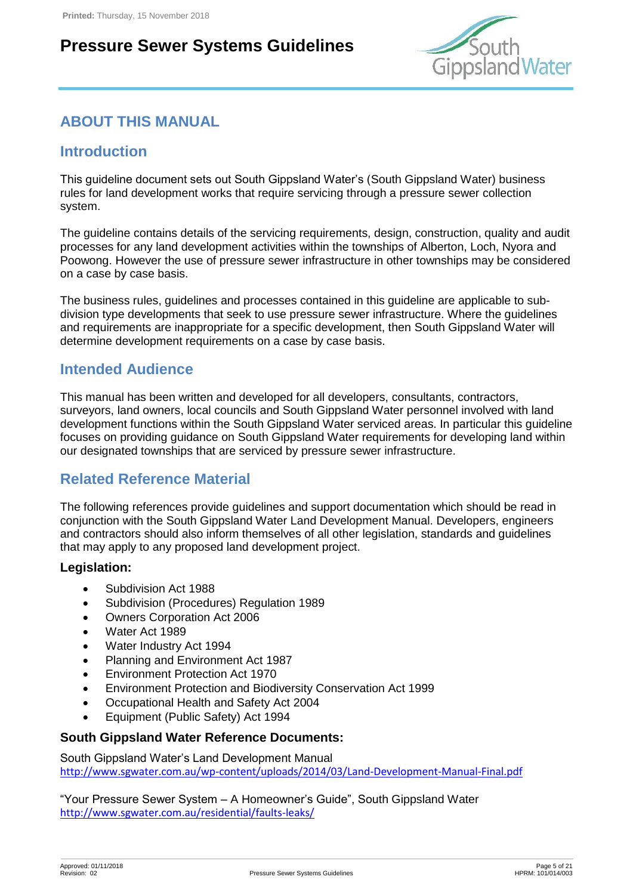# ABOUT THIS MANUAL

## Introduction

This guideline document sets out South Gippsland Water's (South Gippsland Water) business rules for land development works that require servicing through a pressure sewer collection system.

The guideline contains details of the servicing requirements, design, construction, quality and audit processes for any land development activities within the townships of Alberton, Loch, Nyora and Poowong. However the use of pressure sewer infrastructure in other townships may be considered on a case by case basis.

The business rules, guidelines and processes contained in this guideline are applicable to sub-division type developments that seek to use pressure sewer infrastructure. Where the guidelines and requirements are inappropriate for a specific development, then South Gippsland Water will determine development requirements on a case by case basis.

## Intended Audience

This manual has been written and developed for all developers, consultants, contractors, surveyors, land owners, local councils and South Gippsland Water personnel involved with land development functions within the South Gippsland Water serviced areas. In particular this guideline focuses on providing guidance on South Gippsland Water requirements for developing land within our designated townships that are serviced by pressure sewer infrastructure.

## Related Reference Material

The following references provide guidelines and support documentation which should be read in conjunction with the South Gippsland Water Land Development Manual. Developers, engineers and contractors should also inform themselves of all other legislation, standards and guidelines that may apply to any proposed land development project.

### Legislation:

- Subdivision Act 1988
- Subdivision (Procedures) Regulation 1989
- Owners Corporation Act 2006
- Water Act 1989
- Water Industry Act 1994
- Planning and Environment Act 1987
- Environment Protection Act 1970
- Environment Protection and Biodiversity Conservation Act 1999
- Occupational Health and Safety Act 2004
- Equipment (Public Safety) Act 1994

### South Gippsland Water Reference Documents:

South Gippsland Water's Land Development Manual
http://www.sgwater.com.au/wp-content/uploads/2014/03/Land-Development-Manual-Final.pdf

"Your Pressure Sewer System – A Homeowner's Guide", South Gippsland Water
http://www.sgwater.com.au/residential/faults-leaks/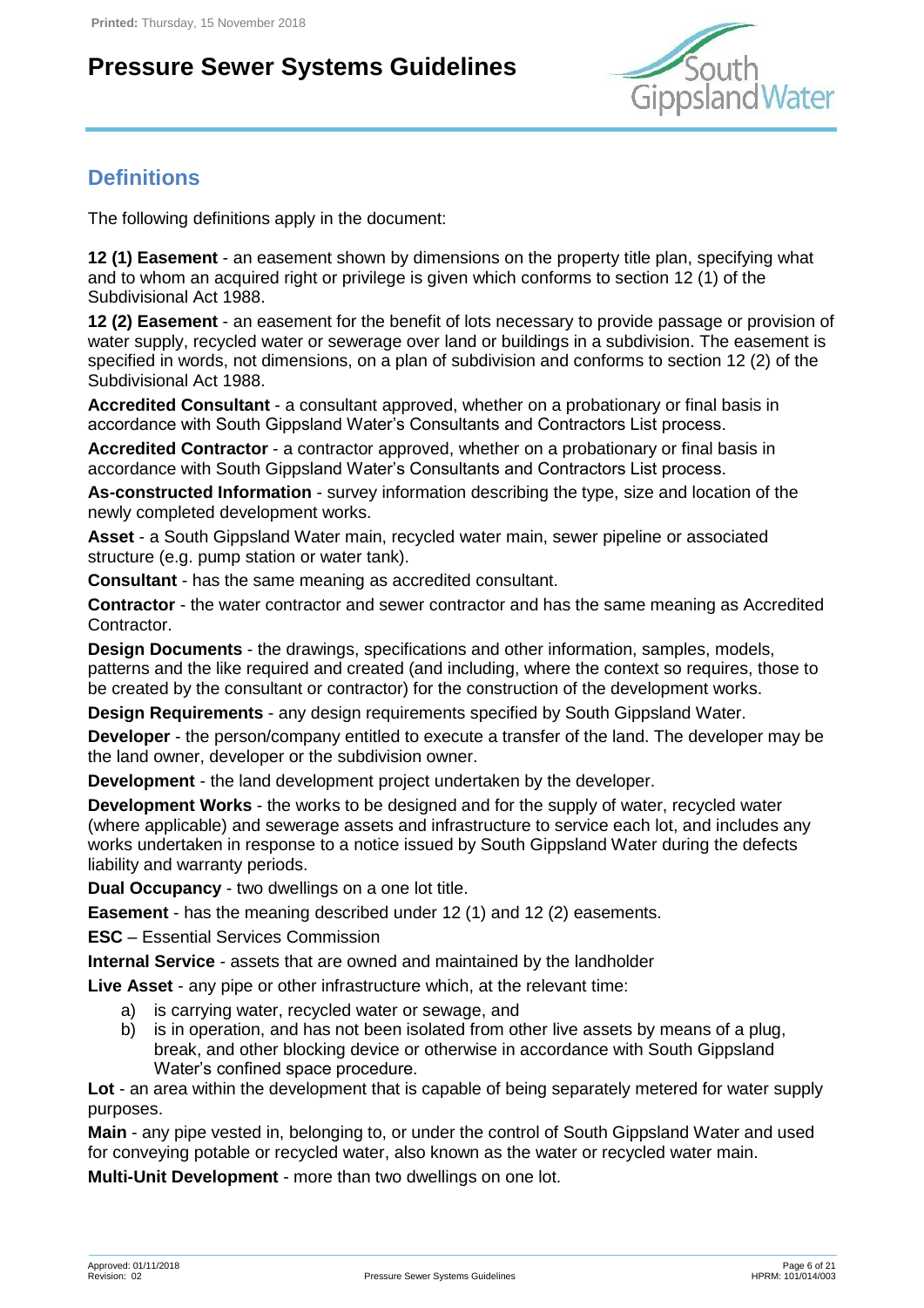## Definitions

The following definitions apply in the document:

**12 (1) Easement** - an easement shown by dimensions on the property title plan, specifying what and to whom an acquired right or privilege is given which conforms to section 12 (1) of the Subdivisional Act 1988.

**12 (2) Easement** - an easement for the benefit of lots necessary to provide passage or provision of water supply, recycled water or sewerage over land or buildings in a subdivision. The easement is specified in words, not dimensions, on a plan of subdivision and conforms to section 12 (2) of the Subdivisional Act 1988.

**Accredited Consultant** - a consultant approved, whether on a probationary or final basis in accordance with South Gippsland Water's Consultants and Contractors List process.

**Accredited Contractor** - a contractor approved, whether on a probationary or final basis in accordance with South Gippsland Water's Consultants and Contractors List process.

**As-constructed Information** - survey information describing the type, size and location of the newly completed development works.

**Asset** - a South Gippsland Water main, recycled water main, sewer pipeline or associated structure (e.g. pump station or water tank).

**Consultant** - has the same meaning as accredited consultant.

**Contractor** - the water contractor and sewer contractor and has the same meaning as Accredited Contractor.

**Design Documents** - the drawings, specifications and other information, samples, models, patterns and the like required and created (and including, where the context so requires, those to be created by the consultant or contractor) for the construction of the development works.

**Design Requirements** - any design requirements specified by South Gippsland Water.

**Developer** - the person/company entitled to execute a transfer of the land. The developer may be the land owner, developer or the subdivision owner.

**Development** - the land development project undertaken by the developer.

**Development Works** - the works to be designed and for the supply of water, recycled water (where applicable) and sewerage assets and infrastructure to service each lot, and includes any works undertaken in response to a notice issued by South Gippsland Water during the defects liability and warranty periods.

**Dual Occupancy** - two dwellings on a one lot title.

**Easement** - has the meaning described under 12 (1) and 12 (2) easements.

**ESC** – Essential Services Commission

**Internal Service** - assets that are owned and maintained by the landholder

**Live Asset** - any pipe or other infrastructure which, at the relevant time:

a) is carrying water, recycled water or sewage, and
b) is in operation, and has not been isolated from other live assets by means of a plug, break, and other blocking device or otherwise in accordance with South Gippsland Water's confined space procedure.

**Lot** - an area within the development that is capable of being separately metered for water supply purposes.

**Main** - any pipe vested in, belonging to, or under the control of South Gippsland Water and used for conveying potable or recycled water, also known as the water or recycled water main.

**Multi-Unit Development** - more than two dwellings on one lot.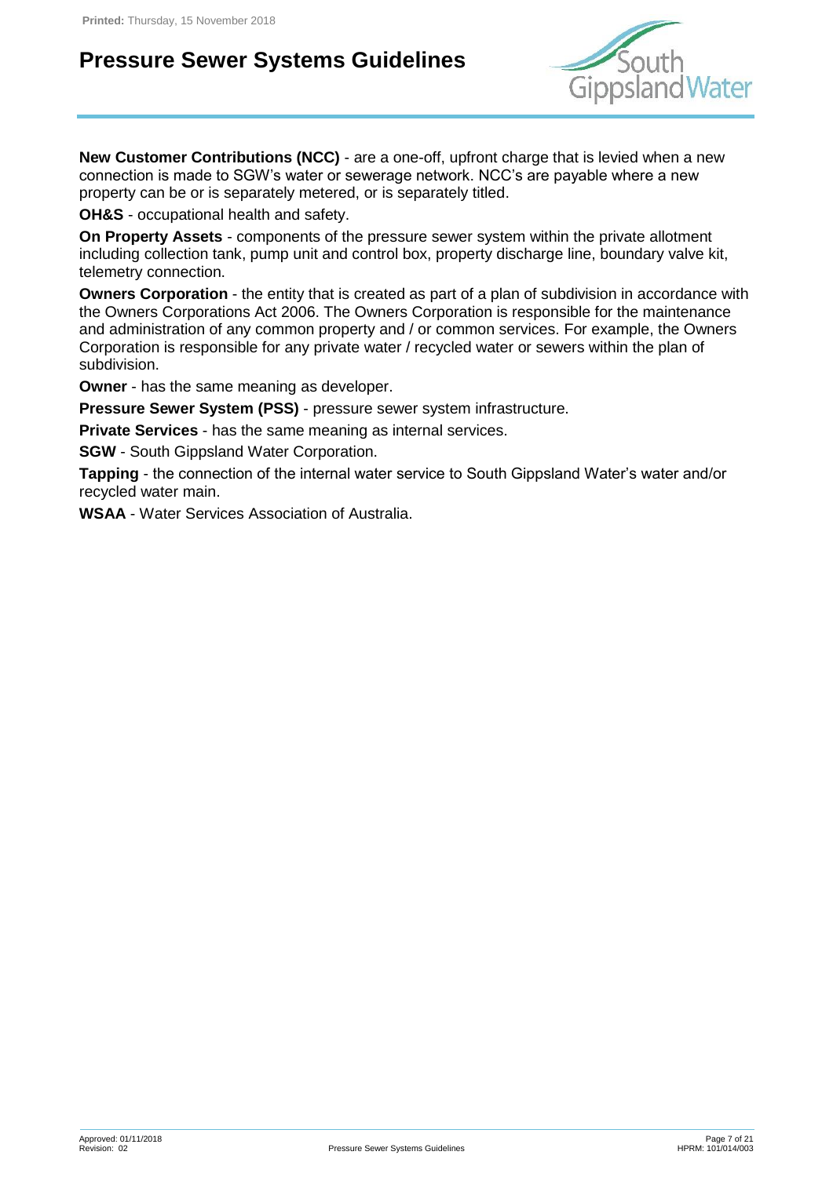**New Customer Contributions (NCC)** - are a one-off, upfront charge that is levied when a new connection is made to SGW's water or sewerage network. NCC's are payable where a new property can be or is separately metered, or is separately titled.

**OH&S** - occupational health and safety.

**On Property Assets** - components of the pressure sewer system within the private allotment including collection tank, pump unit and control box, property discharge line, boundary valve kit, telemetry connection.

**Owners Corporation** - the entity that is created as part of a plan of subdivision in accordance with the Owners Corporations Act 2006. The Owners Corporation is responsible for the maintenance and administration of any common property and / or common services. For example, the Owners Corporation is responsible for any private water / recycled water or sewers within the plan of subdivision.

**Owner** - has the same meaning as developer.

**Pressure Sewer System (PSS)** - pressure sewer system infrastructure.

**Private Services** - has the same meaning as internal services.

**SGW** - South Gippsland Water Corporation.

**Tapping** - the connection of the internal water service to South Gippsland Water's water and/or recycled water main.

**WSAA** - Water Services Association of Australia.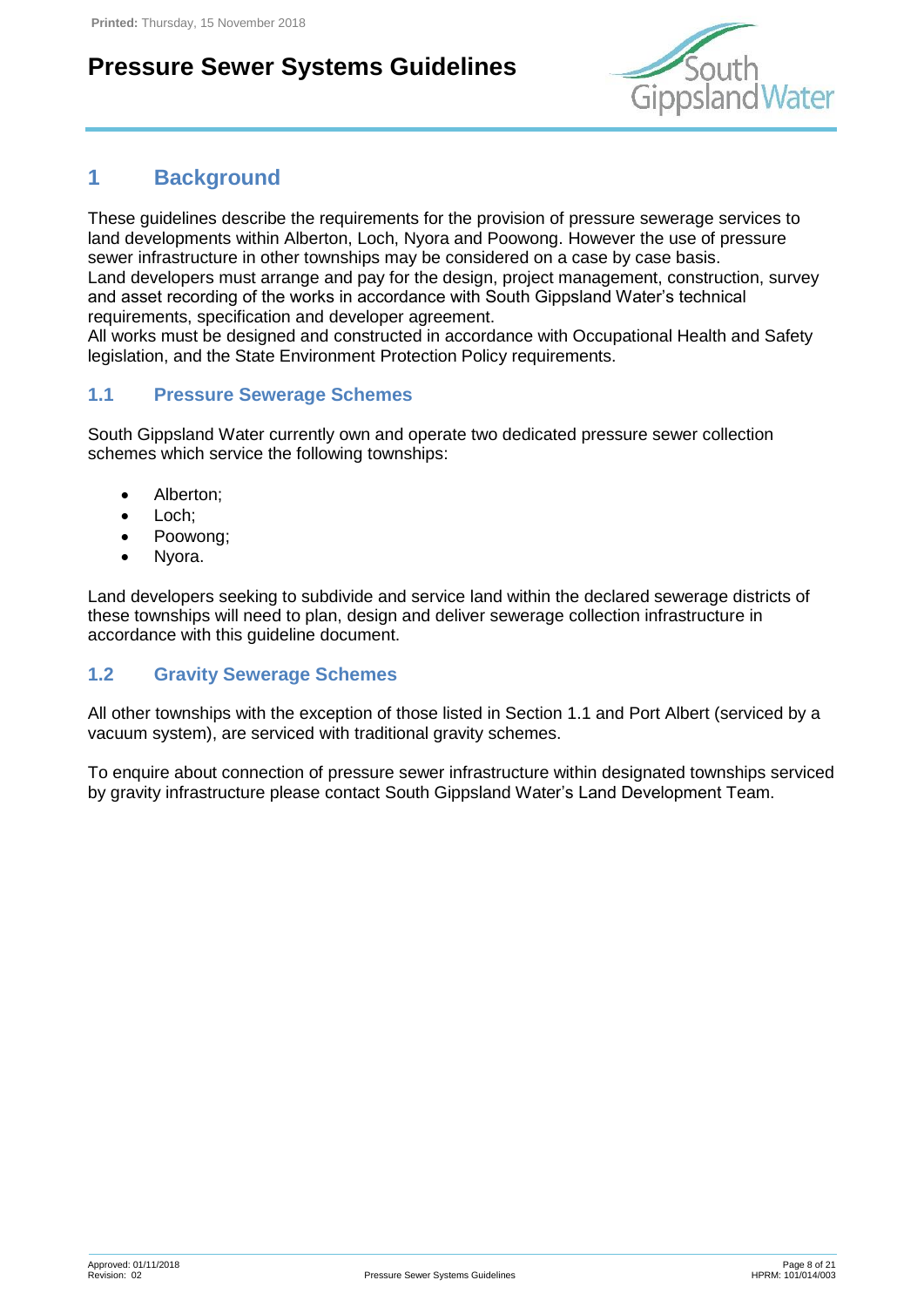# 1 Background

These guidelines describe the requirements for the provision of pressure sewerage services to land developments within Alberton, Loch, Nyora and Poowong. However the use of pressure sewer infrastructure in other townships may be considered on a case by case basis.
Land developers must arrange and pay for the design, project management, construction, survey and asset recording of the works in accordance with South Gippsland Water's technical requirements, specification and developer agreement.
All works must be designed and constructed in accordance with Occupational Health and Safety legislation, and the State Environment Protection Policy requirements.

## 1.1 Pressure Sewerage Schemes

South Gippsland Water currently own and operate two dedicated pressure sewer collection schemes which service the following townships:

- Alberton;
- Loch;
- Poowong;
- Nyora.

Land developers seeking to subdivide and service land within the declared sewerage districts of these townships will need to plan, design and deliver sewerage collection infrastructure in accordance with this guideline document.

## 1.2 Gravity Sewerage Schemes

All other townships with the exception of those listed in Section 1.1 and Port Albert (serviced by a vacuum system), are serviced with traditional gravity schemes.

To enquire about connection of pressure sewer infrastructure within designated townships serviced by gravity infrastructure please contact South Gippsland Water's Land Development Team.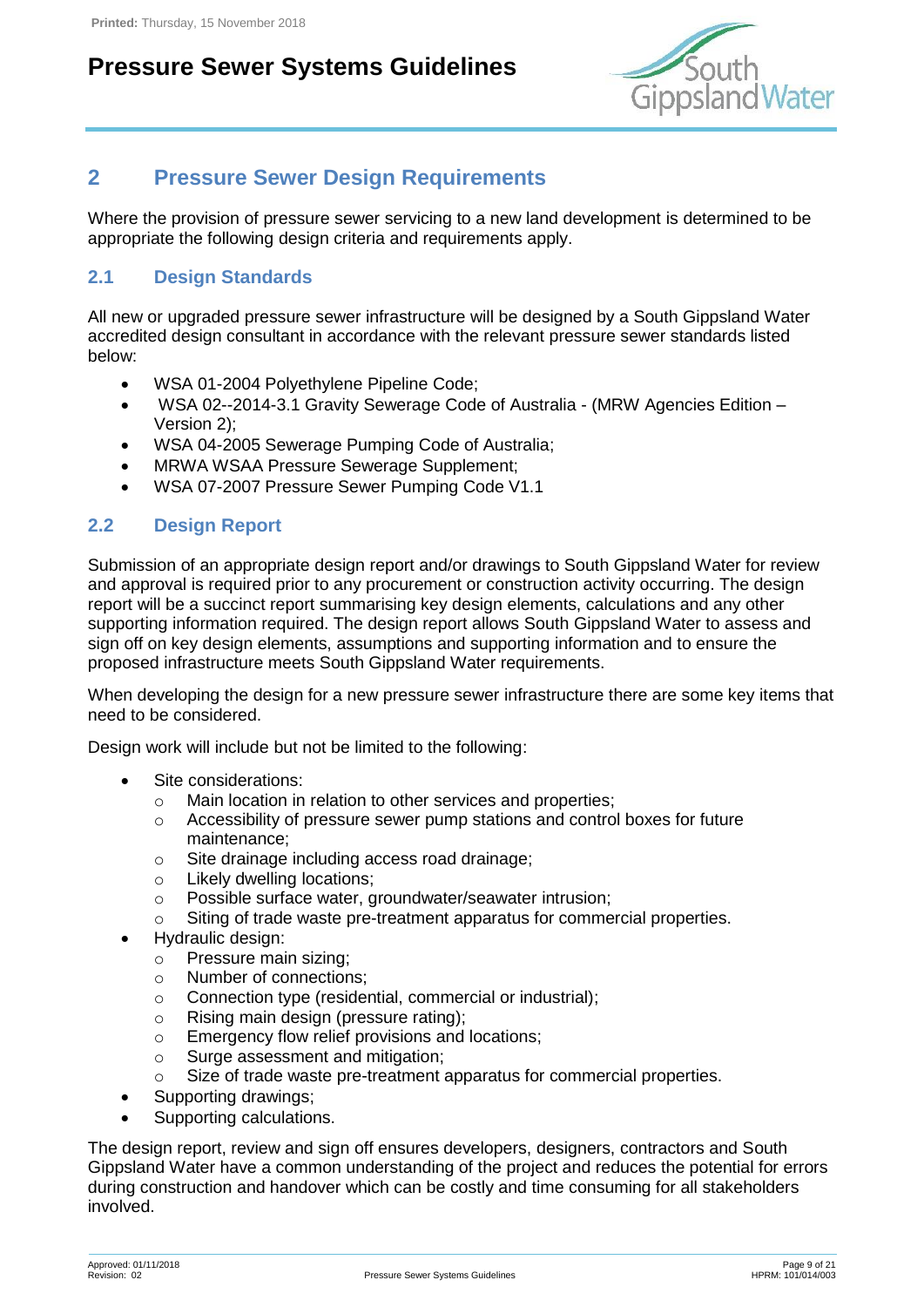## 2 Pressure Sewer Design Requirements

Where the provision of pressure sewer servicing to a new land development is determined to be appropriate the following design criteria and requirements apply.

### 2.1 Design Standards

All new or upgraded pressure sewer infrastructure will be designed by a South Gippsland Water accredited design consultant in accordance with the relevant pressure sewer standards listed below:

- WSA 01-2004 Polyethylene Pipeline Code;
- WSA 02--2014-3.1 Gravity Sewerage Code of Australia - (MRW Agencies Edition – Version 2);
- WSA 04-2005 Sewerage Pumping Code of Australia;
- MRWA WSAA Pressure Sewerage Supplement;
- WSA 07-2007 Pressure Sewer Pumping Code V1.1

### 2.2 Design Report

Submission of an appropriate design report and/or drawings to South Gippsland Water for review and approval is required prior to any procurement or construction activity occurring. The design report will be a succinct report summarising key design elements, calculations and any other supporting information required. The design report allows South Gippsland Water to assess and sign off on key design elements, assumptions and supporting information and to ensure the proposed infrastructure meets South Gippsland Water requirements.

When developing the design for a new pressure sewer infrastructure there are some key items that need to be considered.

Design work will include but not be limited to the following:

- Site considerations:
  - Main location in relation to other services and properties;
  - Accessibility of pressure sewer pump stations and control boxes for future maintenance;
  - Site drainage including access road drainage;
  - Likely dwelling locations;
  - Possible surface water, groundwater/seawater intrusion;
  - Siting of trade waste pre-treatment apparatus for commercial properties.
- Hydraulic design:
  - Pressure main sizing;
  - Number of connections;
  - Connection type (residential, commercial or industrial);
  - Rising main design (pressure rating);
  - Emergency flow relief provisions and locations;
  - Surge assessment and mitigation;
  - Size of trade waste pre-treatment apparatus for commercial properties.
- Supporting drawings;
- Supporting calculations.

The design report, review and sign off ensures developers, designers, contractors and South Gippsland Water have a common understanding of the project and reduces the potential for errors during construction and handover which can be costly and time consuming for all stakeholders involved.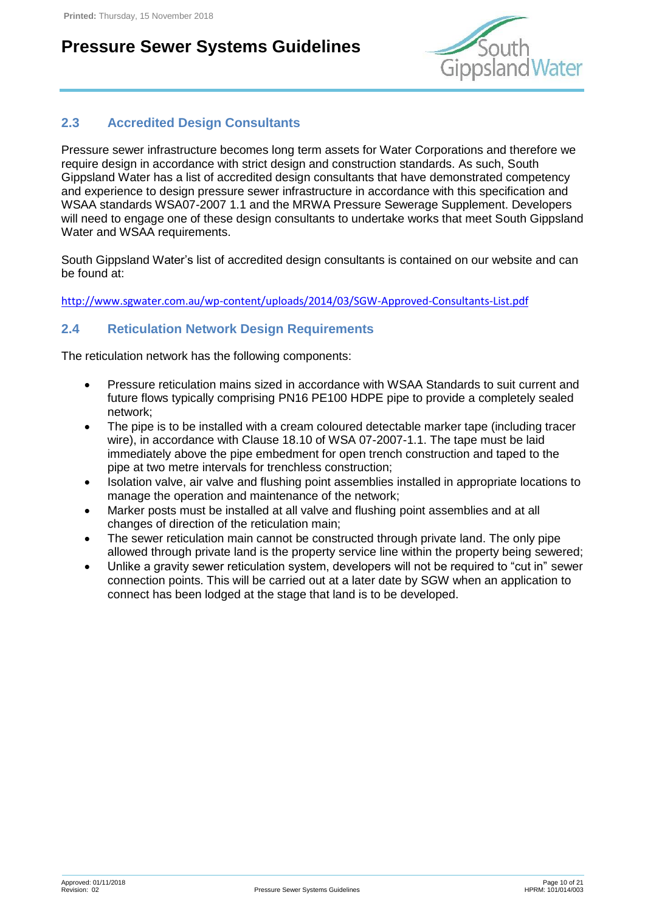## 2.3 Accredited Design Consultants

Pressure sewer infrastructure becomes long term assets for Water Corporations and therefore we require design in accordance with strict design and construction standards. As such, South Gippsland Water has a list of accredited design consultants that have demonstrated competency and experience to design pressure sewer infrastructure in accordance with this specification and WSAA standards WSA07-2007 1.1 and the MRWA Pressure Sewerage Supplement. Developers will need to engage one of these design consultants to undertake works that meet South Gippsland Water and WSAA requirements.

South Gippsland Water's list of accredited design consultants is contained on our website and can be found at:

http://www.sgwater.com.au/wp-content/uploads/2014/03/SGW-Approved-Consultants-List.pdf

## 2.4 Reticulation Network Design Requirements

The reticulation network has the following components:

- Pressure reticulation mains sized in accordance with WSAA Standards to suit current and future flows typically comprising PN16 PE100 HDPE pipe to provide a completely sealed network;
- The pipe is to be installed with a cream coloured detectable marker tape (including tracer wire), in accordance with Clause 18.10 of WSA 07-2007-1.1. The tape must be laid immediately above the pipe embedment for open trench construction and taped to the pipe at two metre intervals for trenchless construction;
- Isolation valve, air valve and flushing point assemblies installed in appropriate locations to manage the operation and maintenance of the network;
- Marker posts must be installed at all valve and flushing point assemblies and at all changes of direction of the reticulation main;
- The sewer reticulation main cannot be constructed through private land. The only pipe allowed through private land is the property service line within the property being sewered;
- Unlike a gravity sewer reticulation system, developers will not be required to "cut in" sewer connection points. This will be carried out at a later date by SGW when an application to connect has been lodged at the stage that land is to be developed.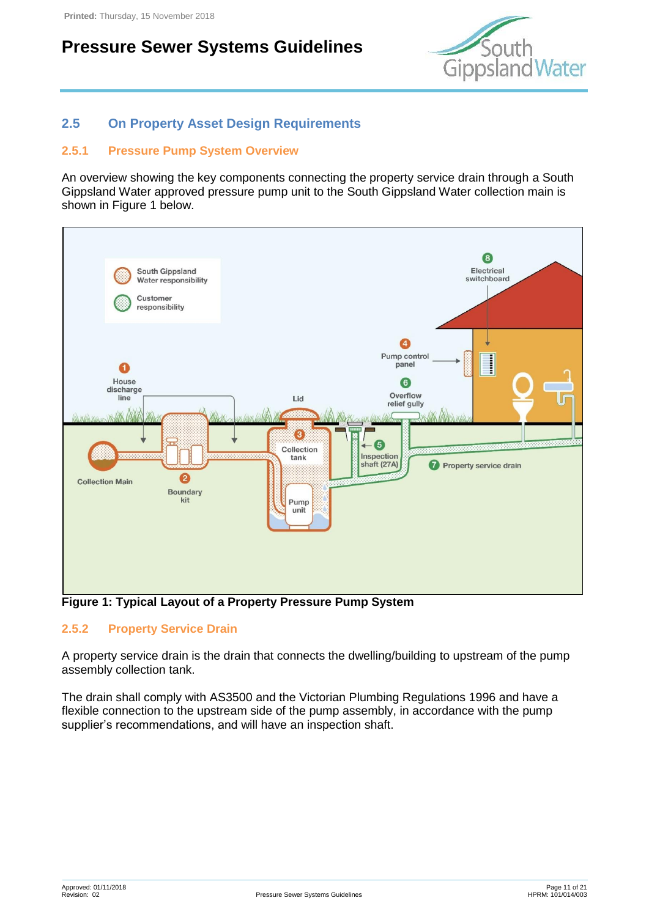## 2.5 On Property Asset Design Requirements

### 2.5.1 Pressure Pump System Overview

An overview showing the key components connecting the property service drain through a South Gippsland Water approved pressure pump unit to the South Gippsland Water collection main is shown in Figure 1 below.

**Figure 1: Typical Layout of a Property Pressure Pump System**

### 2.5.2 Property Service Drain

A property service drain is the drain that connects the dwelling/building to upstream of the pump assembly collection tank.

The drain shall comply with AS3500 and the Victorian Plumbing Regulations 1996 and have a flexible connection to the upstream side of the pump assembly, in accordance with the pump supplier's recommendations, and will have an inspection shaft.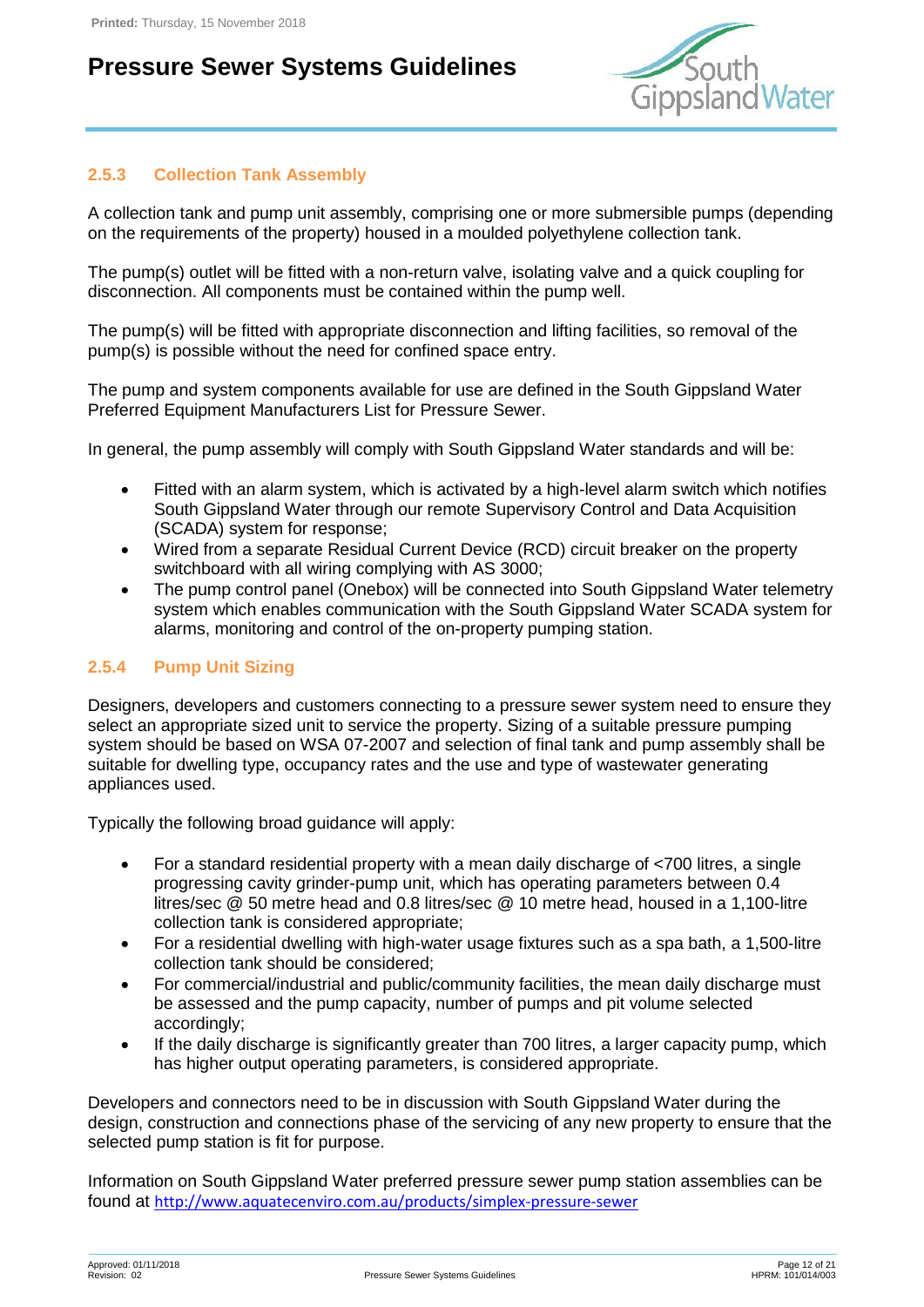### 2.5.3 Collection Tank Assembly

A collection tank and pump unit assembly, comprising one or more submersible pumps (depending on the requirements of the property) housed in a moulded polyethylene collection tank.

The pump(s) outlet will be fitted with a non-return valve, isolating valve and a quick coupling for disconnection. All components must be contained within the pump well.

The pump(s) will be fitted with appropriate disconnection and lifting facilities, so removal of the pump(s) is possible without the need for confined space entry.

The pump and system components available for use are defined in the South Gippsland Water Preferred Equipment Manufacturers List for Pressure Sewer.

In general, the pump assembly will comply with South Gippsland Water standards and will be:

- Fitted with an alarm system, which is activated by a high-level alarm switch which notifies South Gippsland Water through our remote Supervisory Control and Data Acquisition (SCADA) system for response;
- Wired from a separate Residual Current Device (RCD) circuit breaker on the property switchboard with all wiring complying with AS 3000;
- The pump control panel (Onebox) will be connected into South Gippsland Water telemetry system which enables communication with the South Gippsland Water SCADA system for alarms, monitoring and control of the on-property pumping station.

### 2.5.4 Pump Unit Sizing

Designers, developers and customers connecting to a pressure sewer system need to ensure they select an appropriate sized unit to service the property. Sizing of a suitable pressure pumping system should be based on WSA 07-2007 and selection of final tank and pump assembly shall be suitable for dwelling type, occupancy rates and the use and type of wastewater generating appliances used.

Typically the following broad guidance will apply:

- For a standard residential property with a mean daily discharge of <700 litres, a single progressing cavity grinder-pump unit, which has operating parameters between 0.4 litres/sec @ 50 metre head and 0.8 litres/sec @ 10 metre head, housed in a 1,100-litre collection tank is considered appropriate;
- For a residential dwelling with high-water usage fixtures such as a spa bath, a 1,500-litre collection tank should be considered;
- For commercial/industrial and public/community facilities, the mean daily discharge must be assessed and the pump capacity, number of pumps and pit volume selected accordingly;
- If the daily discharge is significantly greater than 700 litres, a larger capacity pump, which has higher output operating parameters, is considered appropriate.

Developers and connectors need to be in discussion with South Gippsland Water during the design, construction and connections phase of the servicing of any new property to ensure that the selected pump station is fit for purpose.

Information on South Gippsland Water preferred pressure sewer pump station assemblies can be found at http://www.aquatecenviro.com.au/products/simplex-pressure-sewer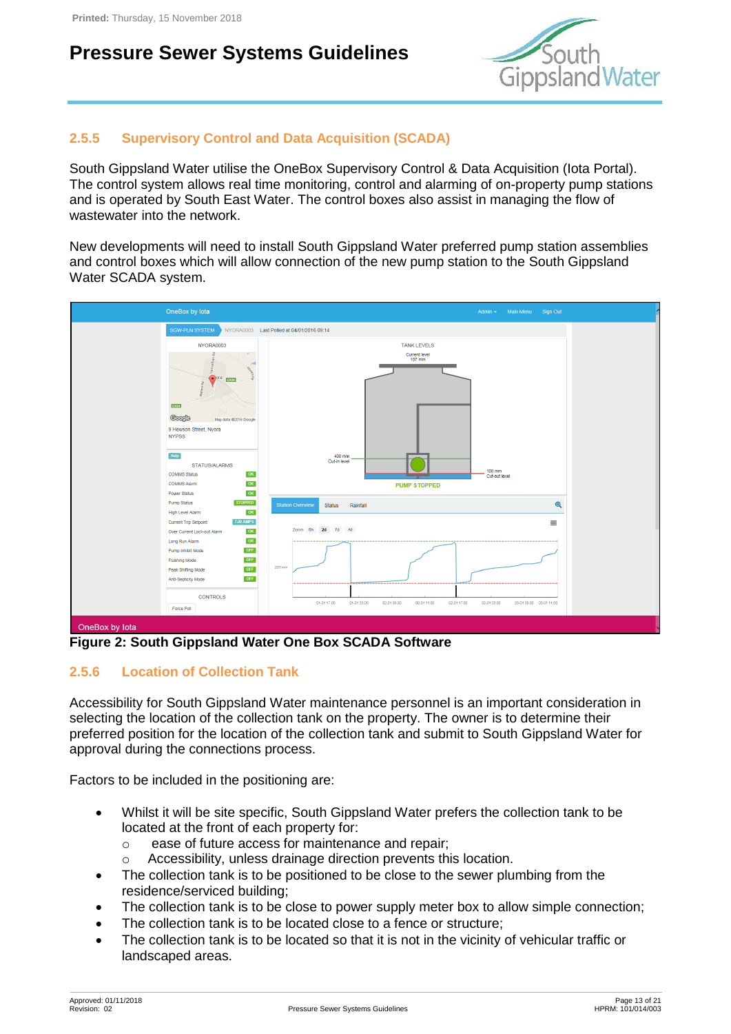## 2.5.5 Supervisory Control and Data Acquisition (SCADA)

South Gippsland Water utilise the OneBox Supervisory Control & Data Acquisition (Iota Portal). The control system allows real time monitoring, control and alarming of on-property pump stations and is operated by South East Water. The control boxes also assist in managing the flow of wastewater into the network.

New developments will need to install South Gippsland Water preferred pump station assemblies and control boxes which will allow connection of the new pump station to the South Gippsland Water SCADA system.

**Figure 2: South Gippsland Water One Box SCADA Software**

## 2.5.6 Location of Collection Tank

Accessibility for South Gippsland Water maintenance personnel is an important consideration in selecting the location of the collection tank on the property. The owner is to determine their preferred position for the location of the collection tank and submit to South Gippsland Water for approval during the connections process.

Factors to be included in the positioning are:

- Whilst it will be site specific, South Gippsland Water prefers the collection tank to be located at the front of each property for:
  - ease of future access for maintenance and repair;
  - Accessibility, unless drainage direction prevents this location.
- The collection tank is to be positioned to be close to the sewer plumbing from the residence/serviced building;
- The collection tank is to be close to power supply meter box to allow simple connection;
- The collection tank is to be located close to a fence or structure;
- The collection tank is to be located so that it is not in the vicinity of vehicular traffic or landscaped areas.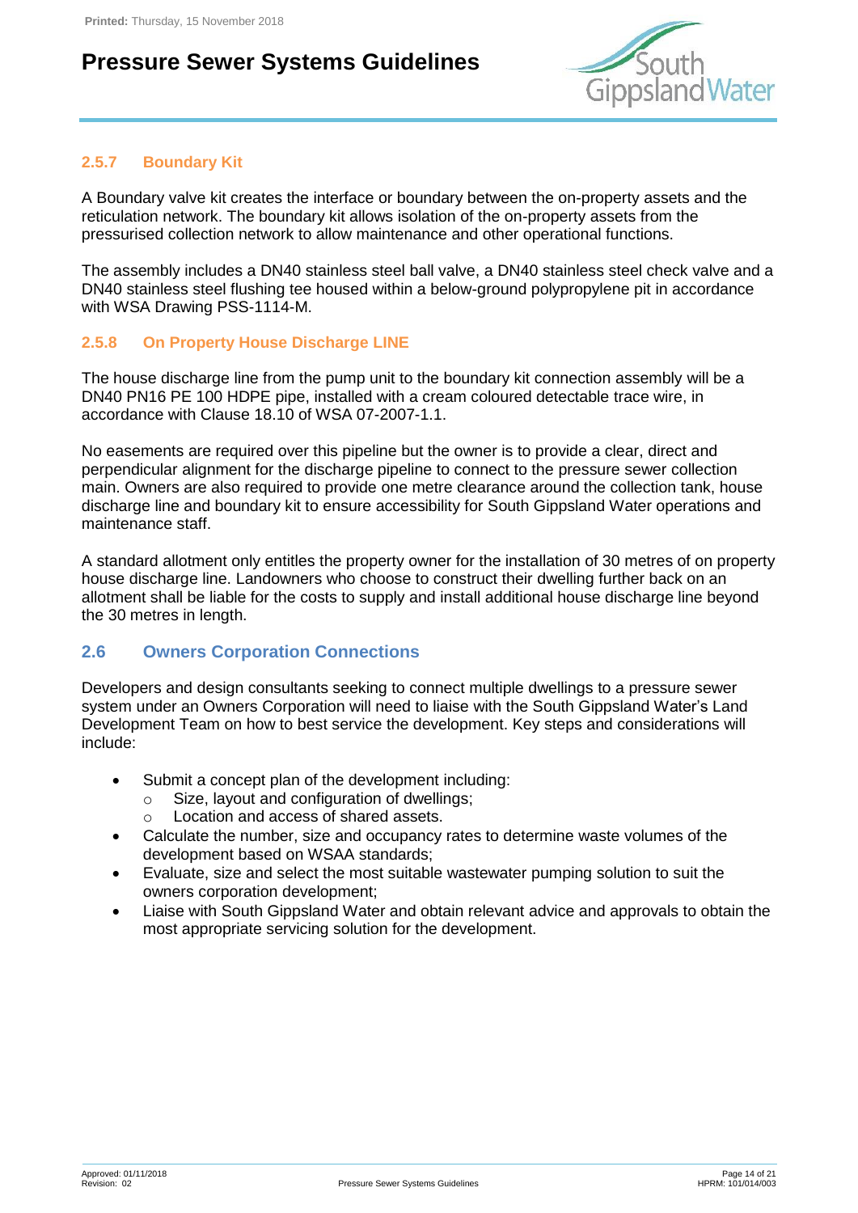### 2.5.7 Boundary Kit

A Boundary valve kit creates the interface or boundary between the on-property assets and the reticulation network. The boundary kit allows isolation of the on-property assets from the pressurised collection network to allow maintenance and other operational functions.

The assembly includes a DN40 stainless steel ball valve, a DN40 stainless steel check valve and a DN40 stainless steel flushing tee housed within a below-ground polypropylene pit in accordance with WSA Drawing PSS-1114-M.

### 2.5.8 On Property House Discharge LINE

The house discharge line from the pump unit to the boundary kit connection assembly will be a DN40 PN16 PE 100 HDPE pipe, installed with a cream coloured detectable trace wire, in accordance with Clause 18.10 of WSA 07-2007-1.1.

No easements are required over this pipeline but the owner is to provide a clear, direct and perpendicular alignment for the discharge pipeline to connect to the pressure sewer collection main. Owners are also required to provide one metre clearance around the collection tank, house discharge line and boundary kit to ensure accessibility for South Gippsland Water operations and maintenance staff.

A standard allotment only entitles the property owner for the installation of 30 metres of on property house discharge line. Landowners who choose to construct their dwelling further back on an allotment shall be liable for the costs to supply and install additional house discharge line beyond the 30 metres in length.

## 2.6 Owners Corporation Connections

Developers and design consultants seeking to connect multiple dwellings to a pressure sewer system under an Owners Corporation will need to liaise with the South Gippsland Water's Land Development Team on how to best service the development. Key steps and considerations will include:

- Submit a concept plan of the development including:
  - Size, layout and configuration of dwellings;
  - Location and access of shared assets.
- Calculate the number, size and occupancy rates to determine waste volumes of the development based on WSAA standards;
- Evaluate, size and select the most suitable wastewater pumping solution to suit the owners corporation development;
- Liaise with South Gippsland Water and obtain relevant advice and approvals to obtain the most appropriate servicing solution for the development.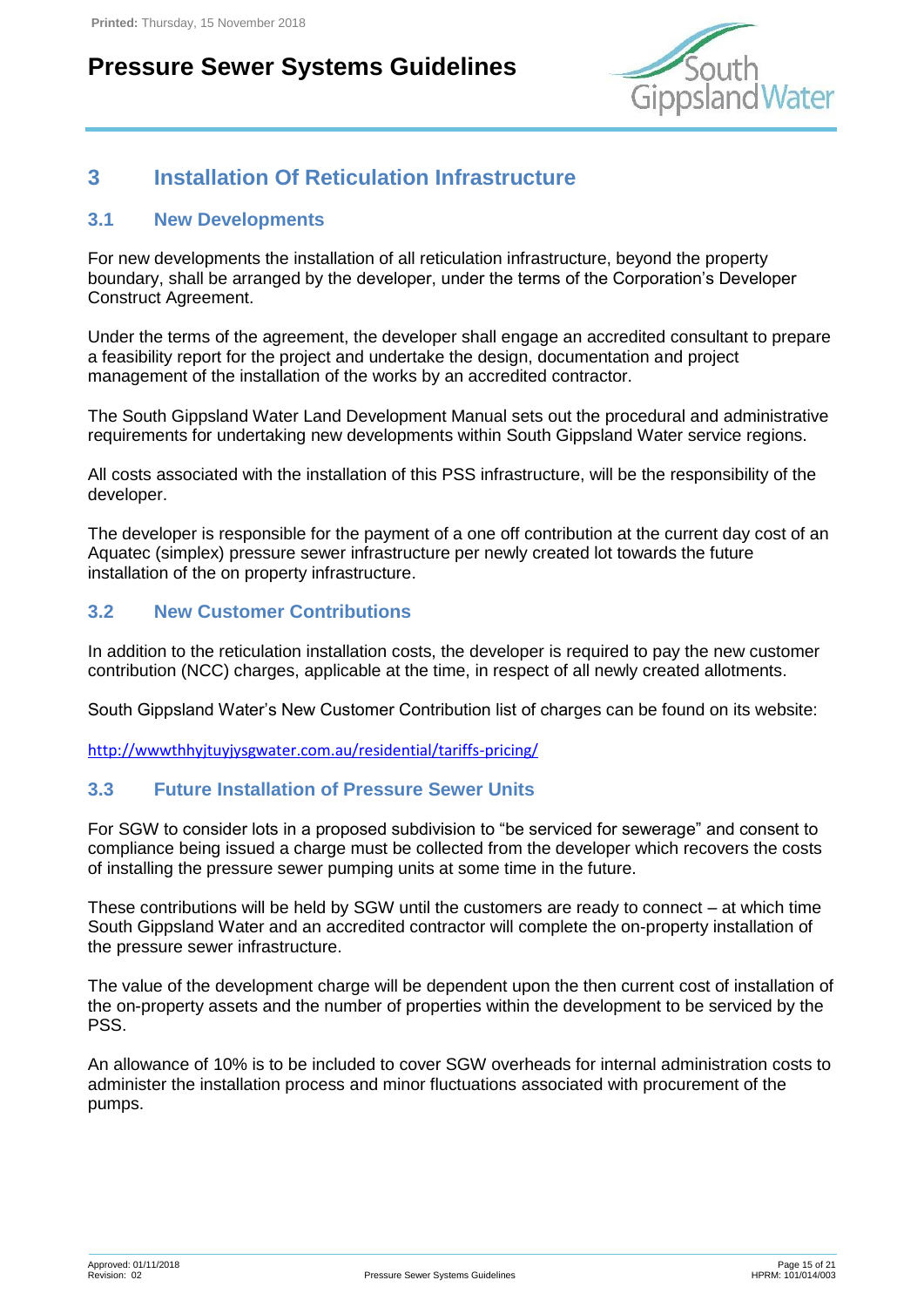# 3 Installation Of Reticulation Infrastructure

## 3.1 New Developments

For new developments the installation of all reticulation infrastructure, beyond the property boundary, shall be arranged by the developer, under the terms of the Corporation's Developer Construct Agreement.

Under the terms of the agreement, the developer shall engage an accredited consultant to prepare a feasibility report for the project and undertake the design, documentation and project management of the installation of the works by an accredited contractor.

The South Gippsland Water Land Development Manual sets out the procedural and administrative requirements for undertaking new developments within South Gippsland Water service regions.

All costs associated with the installation of this PSS infrastructure, will be the responsibility of the developer.

The developer is responsible for the payment of a one off contribution at the current day cost of an Aquatec (simplex) pressure sewer infrastructure per newly created lot towards the future installation of the on property infrastructure.

## 3.2 New Customer Contributions

In addition to the reticulation installation costs, the developer is required to pay the new customer contribution (NCC) charges, applicable at the time, in respect of all newly created allotments.

South Gippsland Water's New Customer Contribution list of charges can be found on its website:

http://wwwthhyjtuyjysgwater.com.au/residential/tariffs-pricing/

## 3.3 Future Installation of Pressure Sewer Units

For SGW to consider lots in a proposed subdivision to "be serviced for sewerage" and consent to compliance being issued a charge must be collected from the developer which recovers the costs of installing the pressure sewer pumping units at some time in the future.

These contributions will be held by SGW until the customers are ready to connect – at which time South Gippsland Water and an accredited contractor will complete the on-property installation of the pressure sewer infrastructure.

The value of the development charge will be dependent upon the then current cost of installation of the on-property assets and the number of properties within the development to be serviced by the PSS.

An allowance of 10% is to be included to cover SGW overheads for internal administration costs to administer the installation process and minor fluctuations associated with procurement of the pumps.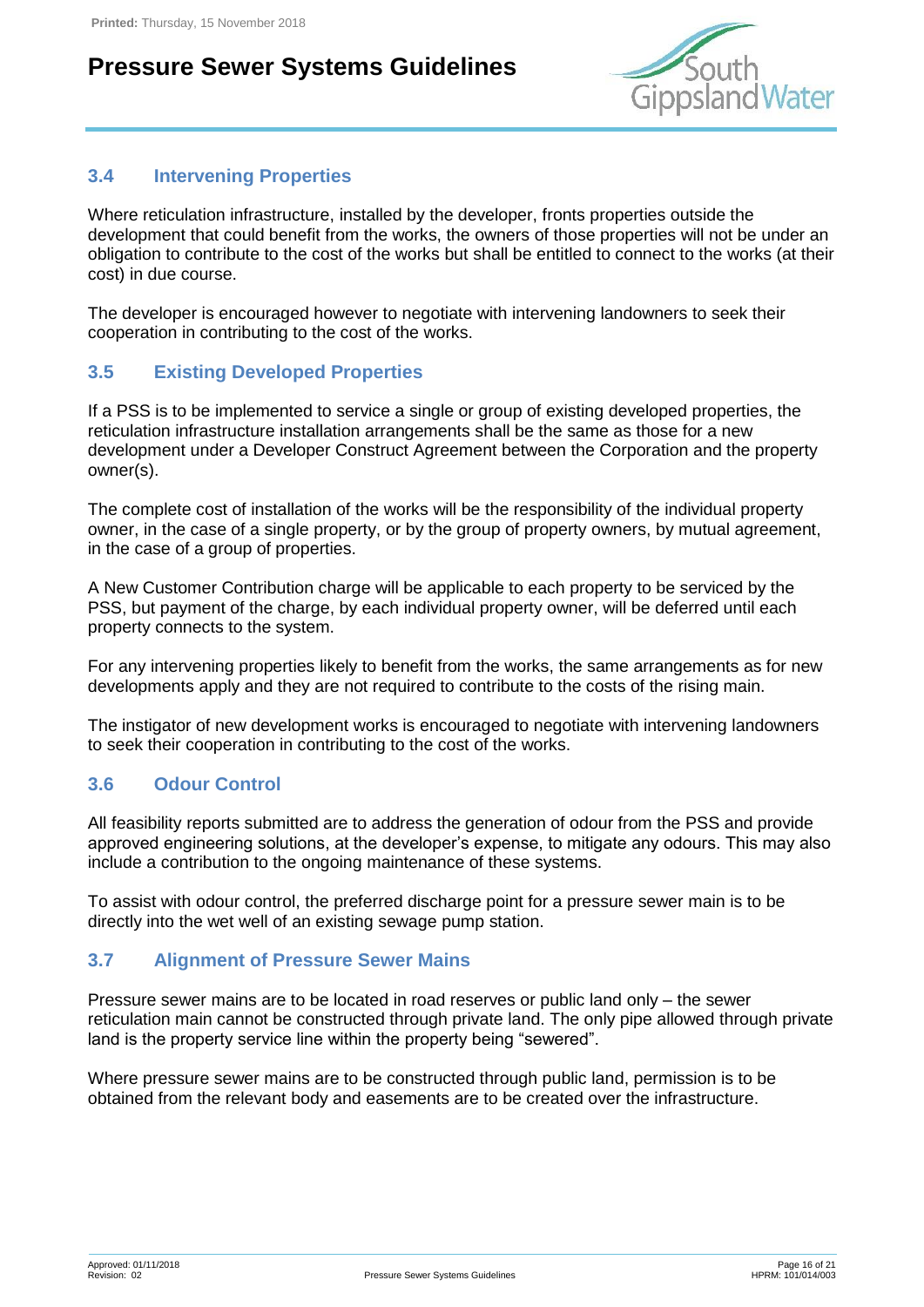### 3.4 Intervening Properties

Where reticulation infrastructure, installed by the developer, fronts properties outside the development that could benefit from the works, the owners of those properties will not be under an obligation to contribute to the cost of the works but shall be entitled to connect to the works (at their cost) in due course.

The developer is encouraged however to negotiate with intervening landowners to seek their cooperation in contributing to the cost of the works.

### 3.5 Existing Developed Properties

If a PSS is to be implemented to service a single or group of existing developed properties, the reticulation infrastructure installation arrangements shall be the same as those for a new development under a Developer Construct Agreement between the Corporation and the property owner(s).

The complete cost of installation of the works will be the responsibility of the individual property owner, in the case of a single property, or by the group of property owners, by mutual agreement, in the case of a group of properties.

A New Customer Contribution charge will be applicable to each property to be serviced by the PSS, but payment of the charge, by each individual property owner, will be deferred until each property connects to the system.

For any intervening properties likely to benefit from the works, the same arrangements as for new developments apply and they are not required to contribute to the costs of the rising main.

The instigator of new development works is encouraged to negotiate with intervening landowners to seek their cooperation in contributing to the cost of the works.

### 3.6 Odour Control

All feasibility reports submitted are to address the generation of odour from the PSS and provide approved engineering solutions, at the developer's expense, to mitigate any odours. This may also include a contribution to the ongoing maintenance of these systems.

To assist with odour control, the preferred discharge point for a pressure sewer main is to be directly into the wet well of an existing sewage pump station.

### 3.7 Alignment of Pressure Sewer Mains

Pressure sewer mains are to be located in road reserves or public land only – the sewer reticulation main cannot be constructed through private land. The only pipe allowed through private land is the property service line within the property being "sewered".

Where pressure sewer mains are to be constructed through public land, permission is to be obtained from the relevant body and easements are to be created over the infrastructure.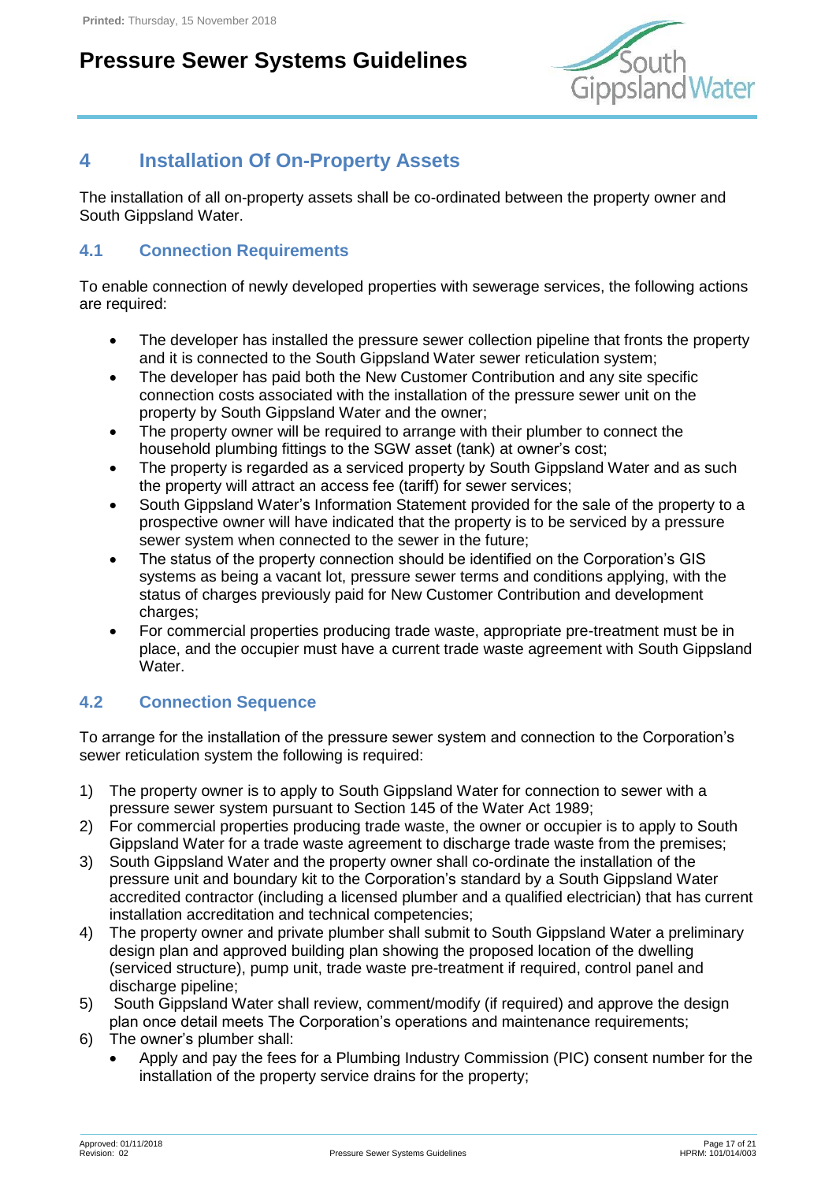## 4 Installation Of On-Property Assets

The installation of all on-property assets shall be co-ordinated between the property owner and South Gippsland Water.

### 4.1 Connection Requirements

To enable connection of newly developed properties with sewerage services, the following actions are required:

- The developer has installed the pressure sewer collection pipeline that fronts the property and it is connected to the South Gippsland Water sewer reticulation system;
- The developer has paid both the New Customer Contribution and any site specific connection costs associated with the installation of the pressure sewer unit on the property by South Gippsland Water and the owner;
- The property owner will be required to arrange with their plumber to connect the household plumbing fittings to the SGW asset (tank) at owner's cost;
- The property is regarded as a serviced property by South Gippsland Water and as such the property will attract an access fee (tariff) for sewer services;
- South Gippsland Water's Information Statement provided for the sale of the property to a prospective owner will have indicated that the property is to be serviced by a pressure sewer system when connected to the sewer in the future;
- The status of the property connection should be identified on the Corporation's GIS systems as being a vacant lot, pressure sewer terms and conditions applying, with the status of charges previously paid for New Customer Contribution and development charges;
- For commercial properties producing trade waste, appropriate pre-treatment must be in place, and the occupier must have a current trade waste agreement with South Gippsland Water.

### 4.2 Connection Sequence

To arrange for the installation of the pressure sewer system and connection to the Corporation's sewer reticulation system the following is required:

1) The property owner is to apply to South Gippsland Water for connection to sewer with a pressure sewer system pursuant to Section 145 of the Water Act 1989;
2) For commercial properties producing trade waste, the owner or occupier is to apply to South Gippsland Water for a trade waste agreement to discharge trade waste from the premises;
3) South Gippsland Water and the property owner shall co-ordinate the installation of the pressure unit and boundary kit to the Corporation's standard by a South Gippsland Water accredited contractor (including a licensed plumber and a qualified electrician) that has current installation accreditation and technical competencies;
4) The property owner and private plumber shall submit to South Gippsland Water a preliminary design plan and approved building plan showing the proposed location of the dwelling (serviced structure), pump unit, trade waste pre-treatment if required, control panel and discharge pipeline;
5) South Gippsland Water shall review, comment/modify (if required) and approve the design plan once detail meets The Corporation's operations and maintenance requirements;
6) The owner's plumber shall:
   - Apply and pay the fees for a Plumbing Industry Commission (PIC) consent number for the installation of the property service drains for the property;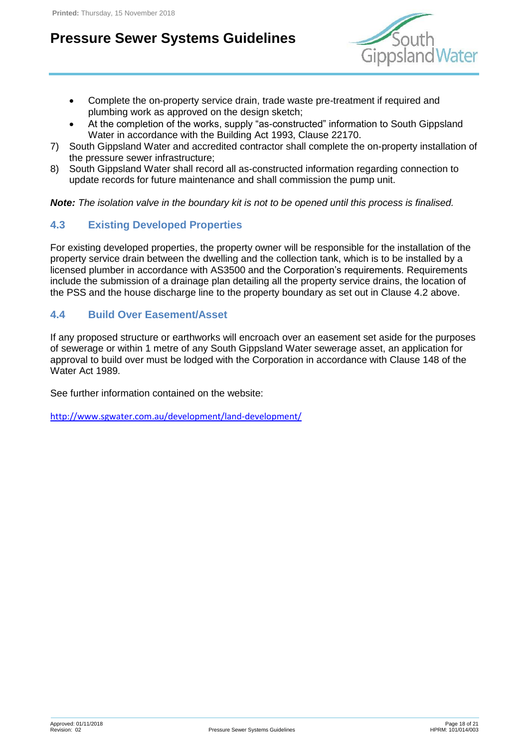- Complete the on-property service drain, trade waste pre-treatment if required and plumbing work as approved on the design sketch;
- At the completion of the works, supply "as-constructed" information to South Gippsland Water in accordance with the Building Act 1993, Clause 22170.

7) South Gippsland Water and accredited contractor shall complete the on-property installation of the pressure sewer infrastructure;
8) South Gippsland Water shall record all as-constructed information regarding connection to update records for future maintenance and shall commission the pump unit.

***Note:*** *The isolation valve in the boundary kit is not to be opened until this process is finalised.*

### 4.3 Existing Developed Properties

For existing developed properties, the property owner will be responsible for the installation of the property service drain between the dwelling and the collection tank, which is to be installed by a licensed plumber in accordance with AS3500 and the Corporation's requirements. Requirements include the submission of a drainage plan detailing all the property service drains, the location of the PSS and the house discharge line to the property boundary as set out in Clause 4.2 above.

### 4.4 Build Over Easement/Asset

If any proposed structure or earthworks will encroach over an easement set aside for the purposes of sewerage or within 1 metre of any South Gippsland Water sewerage asset, an application for approval to build over must be lodged with the Corporation in accordance with Clause 148 of the Water Act 1989.

See further information contained on the website:

http://www.sgwater.com.au/development/land-development/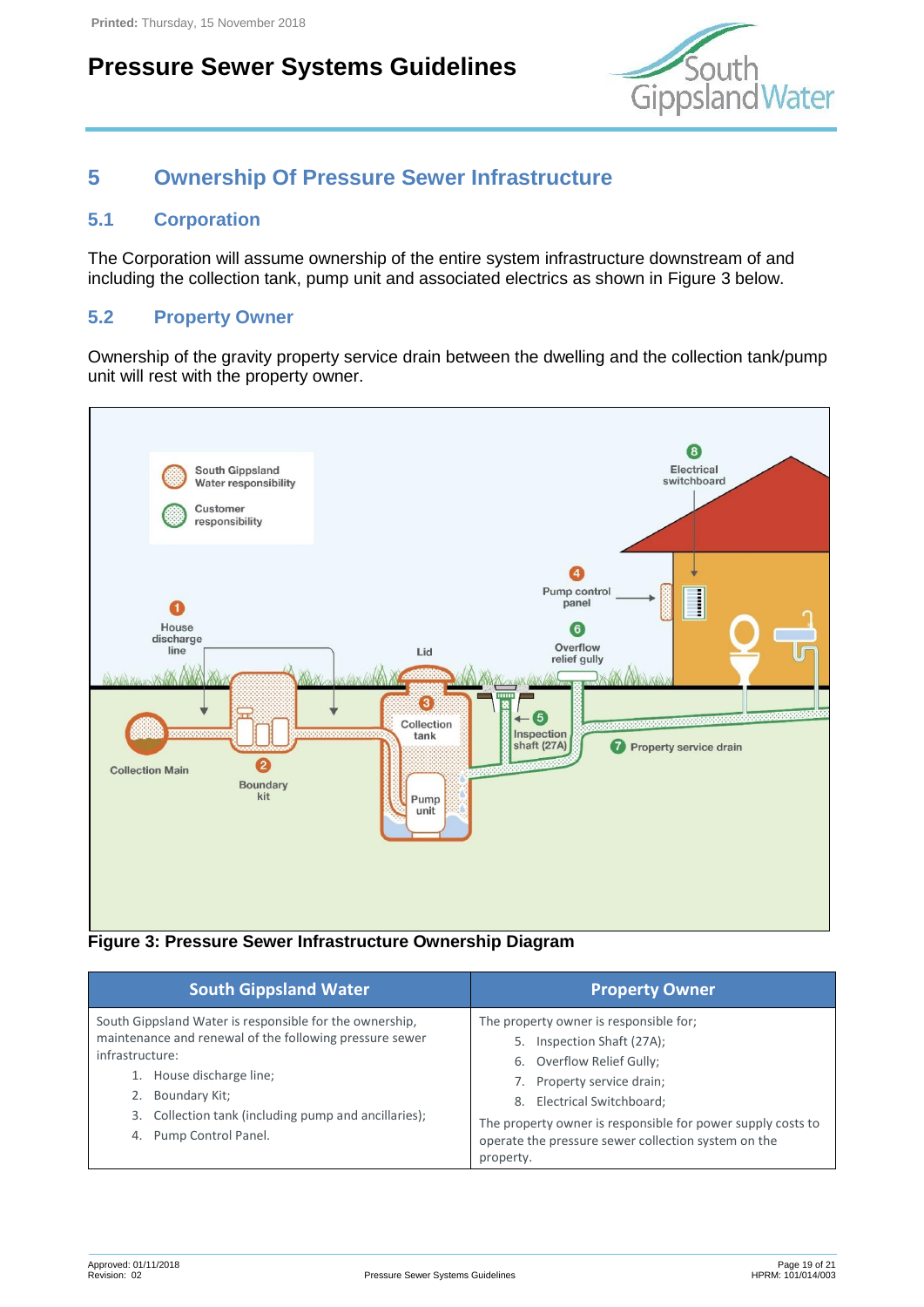# 5 Ownership Of Pressure Sewer Infrastructure

## 5.1 Corporation

The Corporation will assume ownership of the entire system infrastructure downstream of and including the collection tank, pump unit and associated electrics as shown in Figure 3 below.

## 5.2 Property Owner

Ownership of the gravity property service drain between the dwelling and the collection tank/pump unit will rest with the property owner.

**Figure 3: Pressure Sewer Infrastructure Ownership Diagram**

| South Gippsland Water | Property Owner |
|---|---|
| South Gippsland Water is responsible for the ownership, maintenance and renewal of the following pressure sewer infrastructure:<br>1. House discharge line;<br>2. Boundary Kit;<br>3. Collection tank (including pump and ancillaries);<br>4. Pump Control Panel. | The property owner is responsible for;<br>5. Inspection Shaft (27A);<br>6. Overflow Relief Gully;<br>7. Property service drain;<br>8. Electrical Switchboard;<br>The property owner is responsible for power supply costs to operate the pressure sewer collection system on the property. |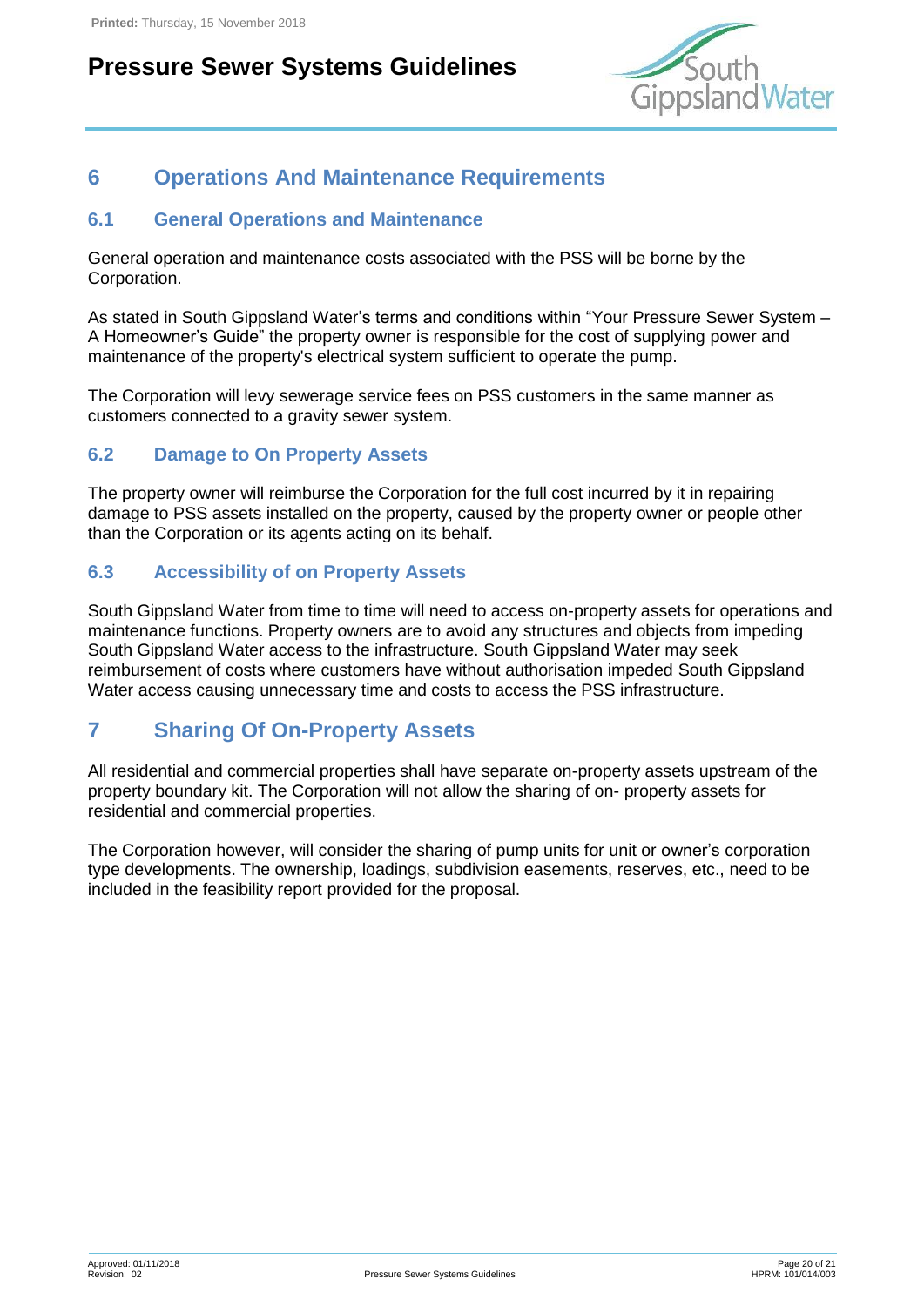# 6 Operations And Maintenance Requirements

## 6.1 General Operations and Maintenance

General operation and maintenance costs associated with the PSS will be borne by the Corporation.

As stated in South Gippsland Water's terms and conditions within "Your Pressure Sewer System – A Homeowner's Guide" the property owner is responsible for the cost of supplying power and maintenance of the property's electrical system sufficient to operate the pump.

The Corporation will levy sewerage service fees on PSS customers in the same manner as customers connected to a gravity sewer system.

## 6.2 Damage to On Property Assets

The property owner will reimburse the Corporation for the full cost incurred by it in repairing damage to PSS assets installed on the property, caused by the property owner or people other than the Corporation or its agents acting on its behalf.

## 6.3 Accessibility of on Property Assets

South Gippsland Water from time to time will need to access on-property assets for operations and maintenance functions. Property owners are to avoid any structures and objects from impeding South Gippsland Water access to the infrastructure. South Gippsland Water may seek reimbursement of costs where customers have without authorisation impeded South Gippsland Water access causing unnecessary time and costs to access the PSS infrastructure.

# 7 Sharing Of On-Property Assets

All residential and commercial properties shall have separate on-property assets upstream of the property boundary kit. The Corporation will not allow the sharing of on- property assets for residential and commercial properties.

The Corporation however, will consider the sharing of pump units for unit or owner's corporation type developments. The ownership, loadings, subdivision easements, reserves, etc., need to be included in the feasibility report provided for the proposal.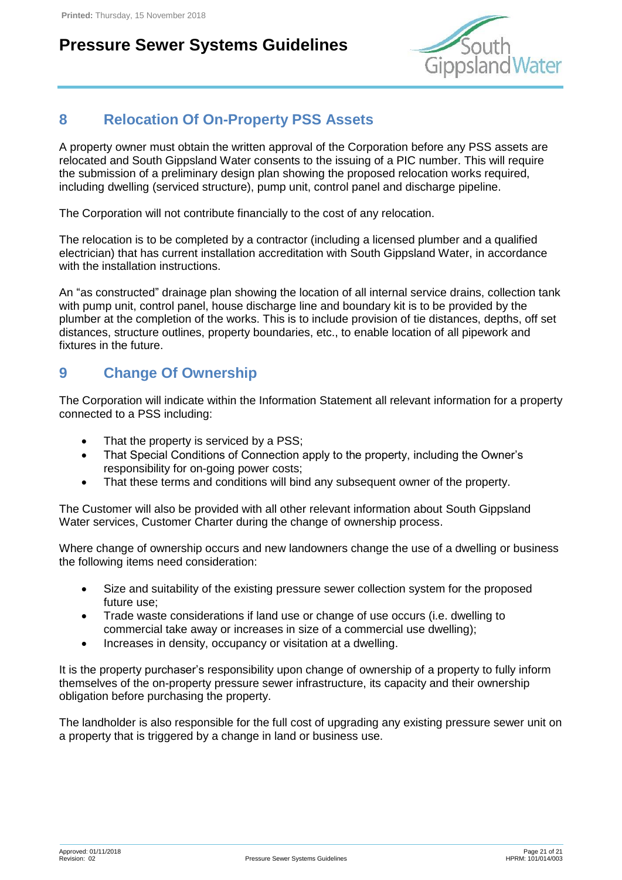## 8 Relocation Of On-Property PSS Assets

A property owner must obtain the written approval of the Corporation before any PSS assets are relocated and South Gippsland Water consents to the issuing of a PIC number. This will require the submission of a preliminary design plan showing the proposed relocation works required, including dwelling (serviced structure), pump unit, control panel and discharge pipeline.

The Corporation will not contribute financially to the cost of any relocation.

The relocation is to be completed by a contractor (including a licensed plumber and a qualified electrician) that has current installation accreditation with South Gippsland Water, in accordance with the installation instructions.

An "as constructed" drainage plan showing the location of all internal service drains, collection tank with pump unit, control panel, house discharge line and boundary kit is to be provided by the plumber at the completion of the works. This is to include provision of tie distances, depths, off set distances, structure outlines, property boundaries, etc., to enable location of all pipework and fixtures in the future.

## 9 Change Of Ownership

The Corporation will indicate within the Information Statement all relevant information for a property connected to a PSS including:

- That the property is serviced by a PSS;
- That Special Conditions of Connection apply to the property, including the Owner's responsibility for on-going power costs;
- That these terms and conditions will bind any subsequent owner of the property.

The Customer will also be provided with all other relevant information about South Gippsland Water services, Customer Charter during the change of ownership process.

Where change of ownership occurs and new landowners change the use of a dwelling or business the following items need consideration:

- Size and suitability of the existing pressure sewer collection system for the proposed future use;
- Trade waste considerations if land use or change of use occurs (i.e. dwelling to commercial take away or increases in size of a commercial use dwelling);
- Increases in density, occupancy or visitation at a dwelling.

It is the property purchaser's responsibility upon change of ownership of a property to fully inform themselves of the on-property pressure sewer infrastructure, its capacity and their ownership obligation before purchasing the property.

The landholder is also responsible for the full cost of upgrading any existing pressure sewer unit on a property that is triggered by a change in land or business use.